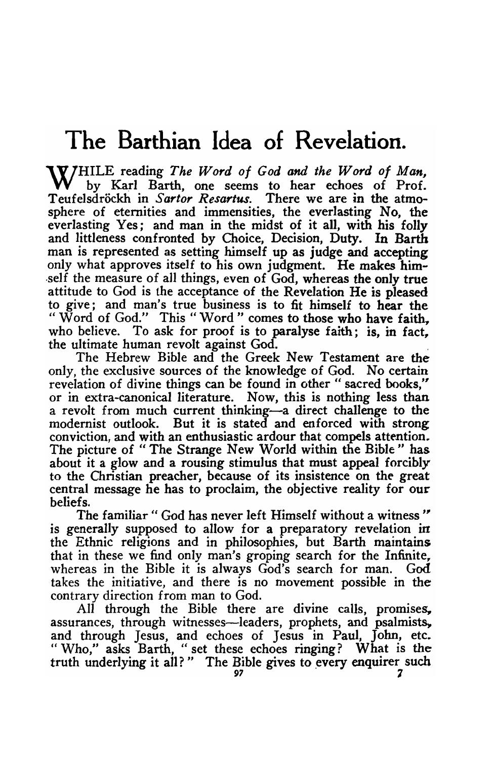# The Barthian Idea of Revelation.

WHILE reading *The Word of God and the Word of Man*, by Karl Barth, one seems to hear echoes of Prof. Teufelsdröckh in *Sartor Resartus*. There we are in the atmosphere of eternities and immensities, the everlasting No, the everlasting Yes; and man in the midst of it all, with his folly and littleness confronted by Choice, Decision, Duty. In Barth man is represented as setting himself up as judge and accepting only what approves itself to his own judgment. He makes himself the measure of all things, even of God, whereas the only true attitude to God is the acceptance of the Revelation He is pleased to give; and man's true business is to fit himself to hear the "Word of God." This "Word" comes to those who have faith, who believe. To ask for proof is to paralyse faith; is, in fact, the ultimate human revolt against God.

The Hebrew Bible and the Greek New Testament are the only, the exclusive sources of the knowledge of God. No certain revelation of divine things can be found in other "sacred books," or in extra-canonical literature. Now, this is nothing less than a revolt from much current thinking—a direct challenge to the modernist outlook. But it is stated and enforced with strong conviction, and with an enthusiastic ardour that compels attention. The picture of "The Strange New World within the Bible" has about it a glow and a rousing stimulus that must appeal forcibly to the Christian preacher, because of its insistence on the great central message he has to proclaim, the objective reality for our beliefs.

The familiar "God has never left Himself without a witness" is generally supposed to allow for a preparatory revelation in the Ethnic religions and in philosophies, but Barth maintains that in these we find only man's groping search for the Infinite, whereas in the Bible it is always God's search for man. God takes the initiative, and there is no movement possible in the contrary direction from man to God.

All through the Bible there are divine calls, promises, assurances, through witnesses—leaders, prophets, and psalmists, and through Jesus, and echoes of Jesus in Paul, John, etc. "Who," asks Barth, "set these echoes ringing? What is the truth underlying it all?" The Bible gives to every enquirer such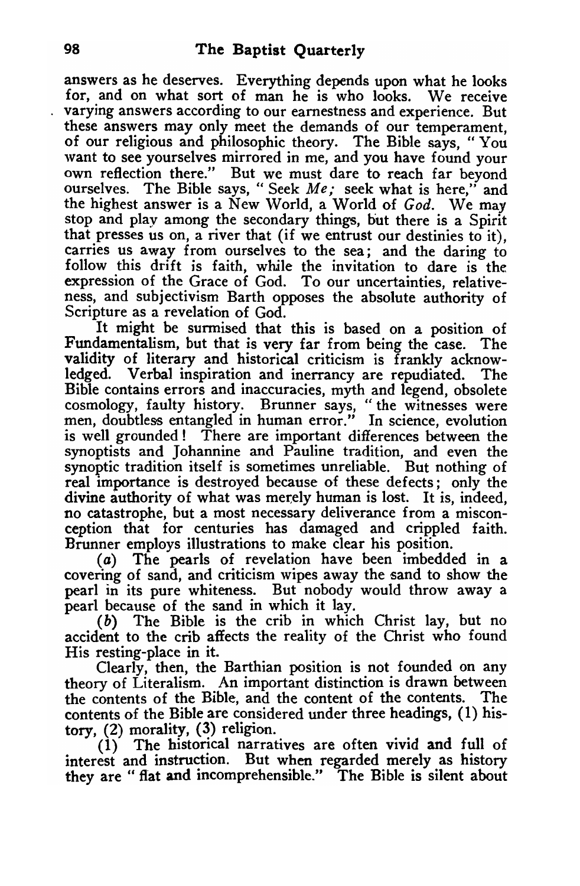answers as he deserves. Everything depends upon what he looks for, and on what sort of man he is who looks. We receive varying answers according to our earnestness and experience. But these answers may only meet the demands of our temperament, of our religious and philosophic theory. The Bible says, "You want to see yourselves mirrored in me, and you have found your own reflection there." But we must dare to reach far beyond ourselves. The Bible says, "Seek *Me;* seek what is here," and the highest answer is a New World, a World of *God.* We may stop and play among the secondary things, but there is a Spirit that presses us on, a river that (if we entrust our destinies to it), carries us away from ourselves to the sea; and the daring to follow this drift is faith, while the invitation to dare is the expression of the Grace of God. To our uncertainties, relativeness, and subjectivism Barth opposes the absolute authority of Scripture as a revelation of God.

It might be surmised that this is based on a position of Fundamentalism, but that is very far from being the case. The validity of literary and historical criticism is frankly acknowledged. Verbal inspiration and inerrancy are repudiated. The Bible contains errors and inaccuracies, myth and legend, obsolete cosmology, faulty history. Brunner says, "the witnesses were men, doubtless entangled in human error." In science, evolution is well grounded! There are important differences between the synoptists and Johannine and Pauline tradition, and even the synoptic tradition itself is sometimes unreliable. But nothing of real importance is destroyed because of these defects; only the divine authority of what was merely human is lost. It is, indeed, no catastrophe, but a most necessary deliverance from a misconception that for centuries has damaged and crippled faith. Brunner employs illustrations to make clear his position.

(*a*) The pearls of revelation have been imbedded in a covering of sand, and criticism wipes away the sand to show the pearl in its pure whiteness. But nobody would throw away a pearl because of the sand in which it lay.

(*b*) The Bible is the crib in which Christ lay, but no accident to the crib affects the reality of the Christ who found His resting-place in it.

Clearly, then, the Barthian position is not founded on any theory of Literalism. An important distinction is drawn between the contents of the Bible, and the content of the contents. The contents of the Bible are considered under three headings, (1) history, (2) morality, (3) religion.

(1) The historical narratives are often vivid and full of interest and instruction. But when regarded merely as history they are "flat and incomprehensible." The Bible is silent about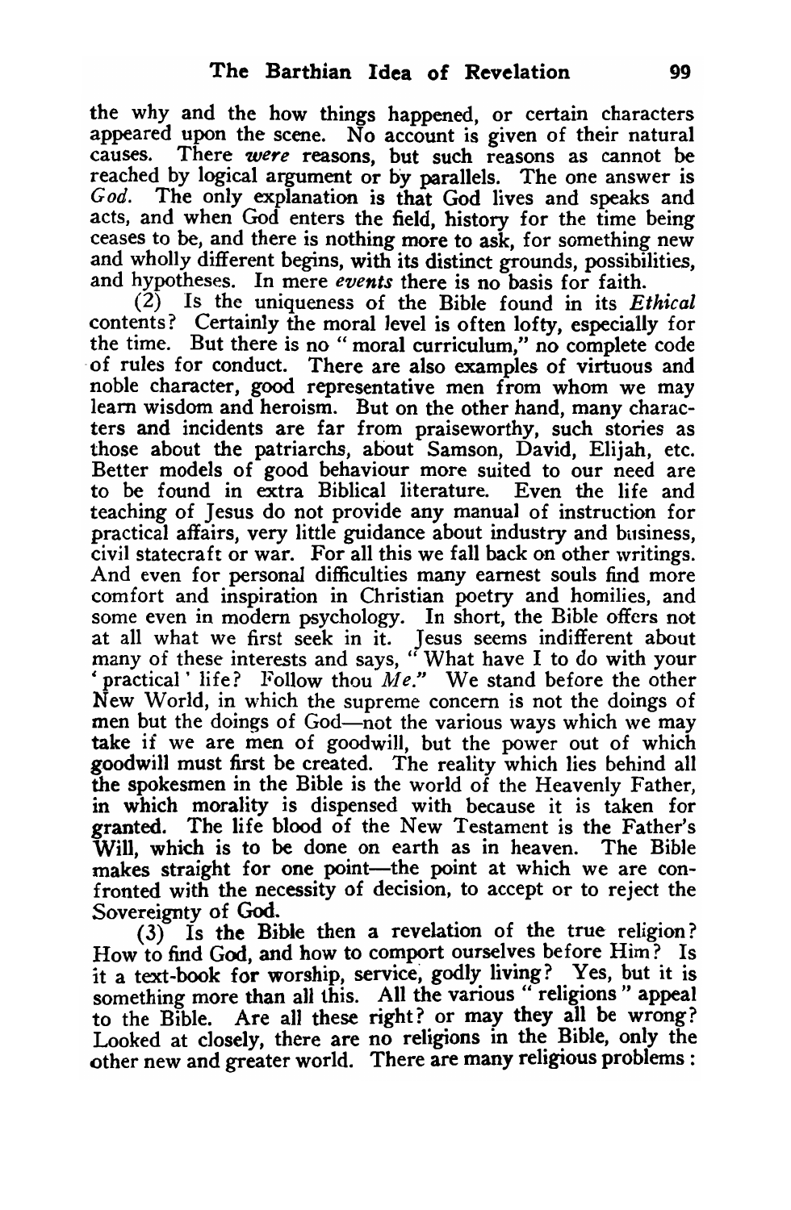the why and the how things happened, or certain characters appeared upon the scene. No account is given of their natural causes. There *were* reasons, but such reasons as cannot be reached by logical argument or by parallels. The one answer is *God*. The only explanation is that God lives and speaks and acts, and when God enters the field, history for the time being ceases to be, and there is nothing more to ask, for something new and wholly different begins, with its distinct grounds, possibilities, and hypotheses. In mere *events* there is no basis for faith.

(2) Is the uniqueness of the Bible found in its *Ethical* contents? Certainly the moral level is often lofty, especially for the time. But there is no "moral curriculum," no complete code of rules for conduct. There are also examples of virtuous and noble character, good representative men from whom we may learn wisdom and heroism. But on the other hand, many characters and incidents are far from praiseworthy, such stories as those about the patriarchs, about Samson, David, Elijah, etc. Better models of good behaviour more suited to our need are to be found in extra Biblical literature. Even the life and teaching of Jesus do not provide any manual of instruction for practical affairs, very little guidance about industry and business, civil statecraft or war. For all this we fall back on other writings. And even for personal difficulties many earnest souls find more comfort and inspiration in Christian poetry and homilies, and some even in modern psychology. In short, the Bible offers not at all what we first seek in it. Jesus seems indifferent about many of these interests and says, "What have I to do with your 'practical' life? Follow thou *Me*." We stand before the other New World, in which the supreme concern is not the doings of men but the doings of God—not the various ways which we may take if we are men of goodwill, but the power out of which goodwill must first be created. The reality which lies behind all the spokesmen in the Bible is the world of the Heavenly Father, in which morality is dispensed with because it is taken for granted. The life blood of the New Testament is the Father's Will, which is to be done on earth as in heaven. The Bible makes straight for one point—the point at which we are confronted with the necessity of decision, to accept or to reject the Sovereignty of God.

(3) Is the Bible then a revelation of the true religion? How to find God, and how to comport ourselves before Him? Is it a text-book for worship, service, godly living? Yes, but it is something more than all this. All the various "religions" appeal to the Bible. Are all these right? or may they all be wrong? Looked at closely, there are no religions in the Bible, only the other new and greater world. There are many religious problems :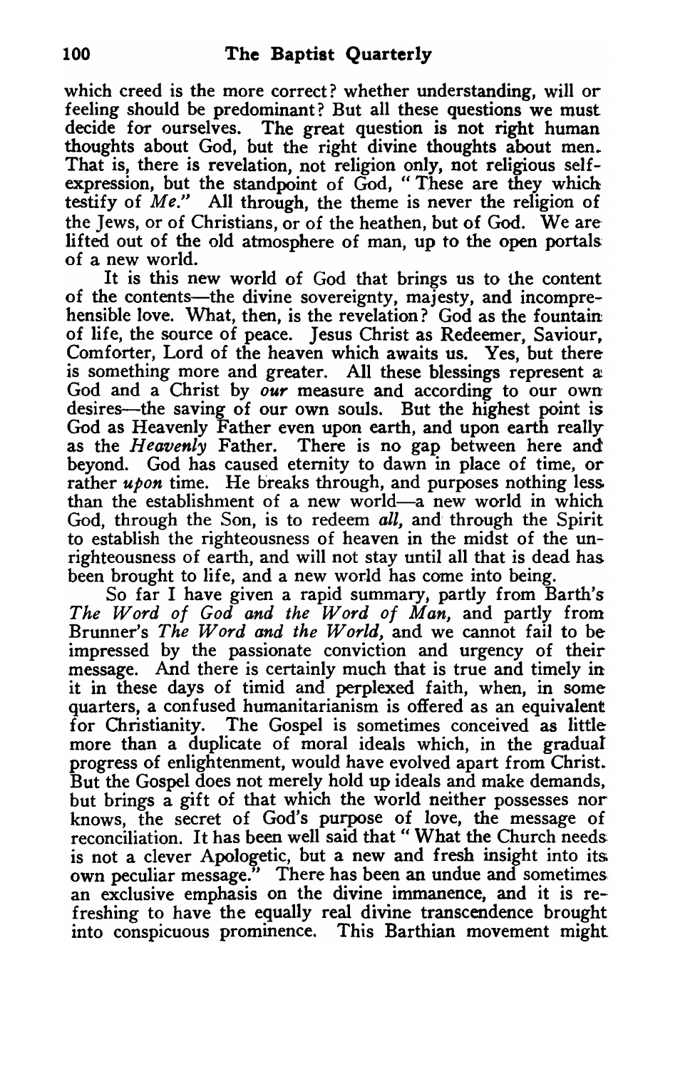which creed is the more correct? whether understanding, will or feeling should be predominant? But all these questions we must decide for ourselves. The great question is not right human thoughts about God, but the right divine thoughts about men. That is, there is revelation, not religion only, not religious self-expression, but the standpoint of God, "These are they which testify of *Me*." All through, the theme is never the religion of the Jews, or of Christians, or of the heathen, but of God. We are lifted out of the old atmosphere of man, up to the open portals of a new world.

It is this new world of God that brings us to the content of the contents—the divine sovereignty, majesty, and incomprehensible love. What, then, is the revelation? God as the fountain of life, the source of peace. Jesus Christ as Redeemer, Saviour, Comforter, Lord of the heaven which awaits us. Yes, but there is something more and greater. All these blessings represent a God and a Christ by *our* measure and according to our own desires—the saving of our own souls. But the highest point is God as Heavenly Father even upon earth, and upon earth really as the *Heavenly* Father. There is no gap between here and beyond. God has caused eternity to dawn in place of time, or rather *upon* time. He breaks through, and purposes nothing less than the establishment of a new world—a new world in which God, through the Son, is to redeem *all*, and through the Spirit to establish the righteousness of heaven in the midst of the unrighteousness of earth, and will not stay until all that is dead has been brought to life, and a new world has come into being.

So far I have given a rapid summary, partly from Barth's *The Word of God and the Word of Man*, and partly from Brunner's *The Word and the World*, and we cannot fail to be impressed by the passionate conviction and urgency of their message. And there is certainly much that is true and timely in it in these days of timid and perplexed faith, when, in some quarters, a confused humanitarianism is offered as an equivalent for Christianity. The Gospel is sometimes conceived as little more than a duplicate of moral ideals which, in the gradual progress of enlightenment, would have evolved apart from Christ. But the Gospel does not merely hold up ideals and make demands, but brings a gift of that which the world neither possesses nor knows, the secret of God's purpose of love, the message of reconciliation. It has been well said that "What the Church needs is not a clever Apologetic, but a new and fresh insight into its own peculiar message." There has been an undue and sometimes an exclusive emphasis on the divine immanence, and it is refreshing to have the equally real divine transcendence brought into conspicuous prominence. This Barthian movement might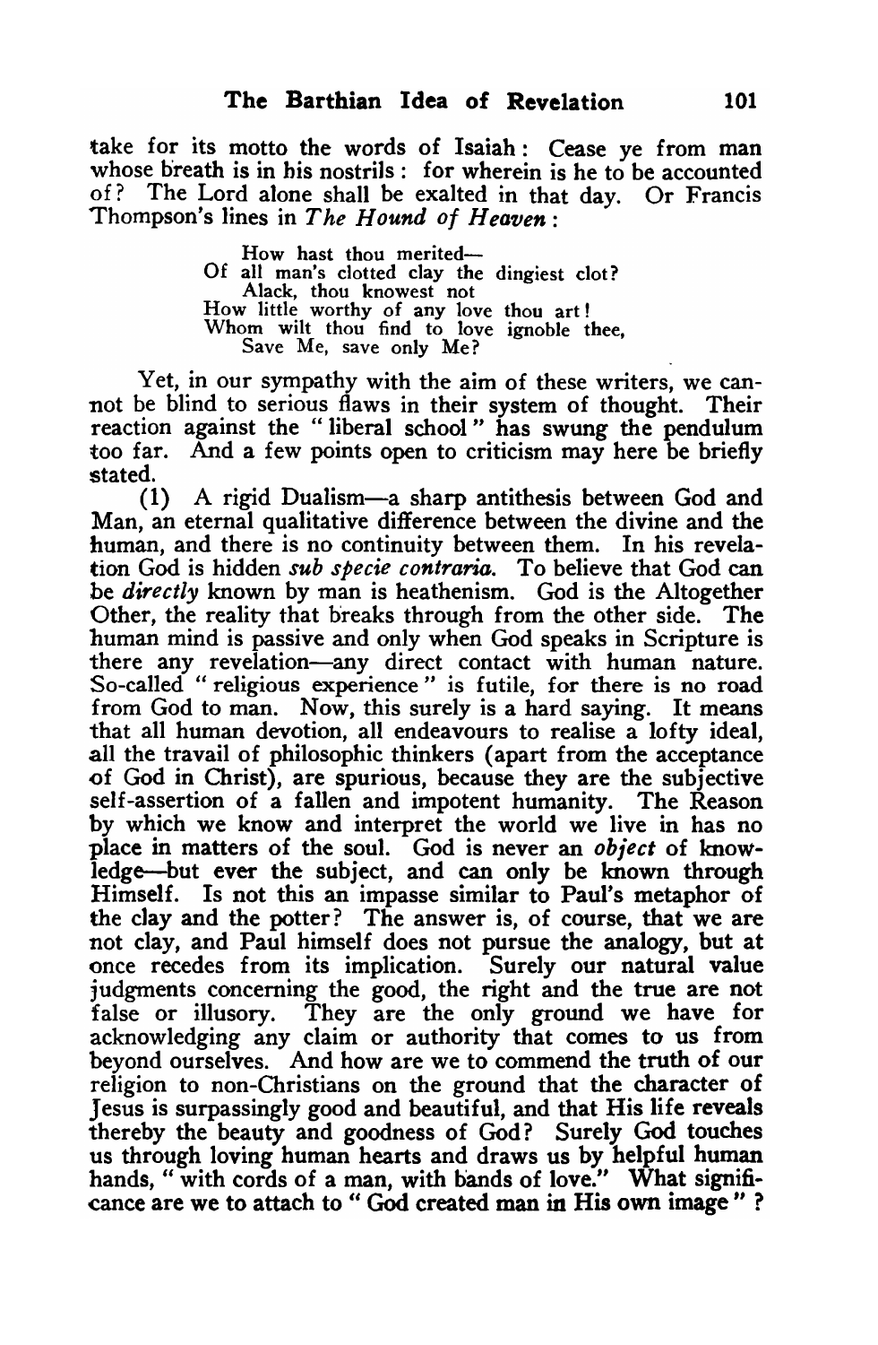take for its motto the words of Isaiah: Cease ye from man whose breath is in his nostrils: for wherein is he to be accounted of? The Lord alone shall be exalted in that day. Or Francis Thompson's lines in *The Hound of Heaven*:

> How hast thou merited—
> Of all man's clotted clay the dingiest clot?
> Alack, thou knowest not
> How little worthy of any love thou art!
> Whom wilt thou find to love ignoble thee,
> Save Me, save only Me?

Yet, in our sympathy with the aim of these writers, we cannot be blind to serious flaws in their system of thought. Their reaction against the "liberal school" has swung the pendulum too far. And a few points open to criticism may here be briefly stated.

(1) A rigid Dualism—a sharp antithesis between God and Man, an eternal qualitative difference between the divine and the human, and there is no continuity between them. In his revelation God is hidden *sub specie contraria*. To believe that God can be *directly* known by man is heathenism. God is the Altogether Other, the reality that breaks through from the other side. The human mind is passive and only when God speaks in Scripture is there any revelation—any direct contact with human nature. So-called "religious experience" is futile, for there is no road from God to man. Now, this surely is a hard saying. It means that all human devotion, all endeavours to realise a lofty ideal, all the travail of philosophic thinkers (apart from the acceptance of God in Christ), are spurious, because they are the subjective self-assertion of a fallen and impotent humanity. The Reason by which we know and interpret the world we live in has no place in matters of the soul. God is never an *object* of knowledge—but ever the subject, and can only be known through Himself. Is not this an impasse similar to Paul's metaphor of the clay and the potter? The answer is, of course, that we are not clay, and Paul himself does not pursue the analogy, but at once recedes from its implication. Surely our natural value judgments concerning the good, the right and the true are not false or illusory. They are the only ground we have for acknowledging any claim or authority that comes to us from beyond ourselves. And how are we to commend the truth of our religion to non-Christians on the ground that the character of Jesus is surpassingly good and beautiful, and that His life reveals thereby the beauty and goodness of God? Surely God touches us through loving human hearts and draws us by helpful human hands, "with cords of a man, with bands of love." What significance are we to attach to "God created man in His own image"?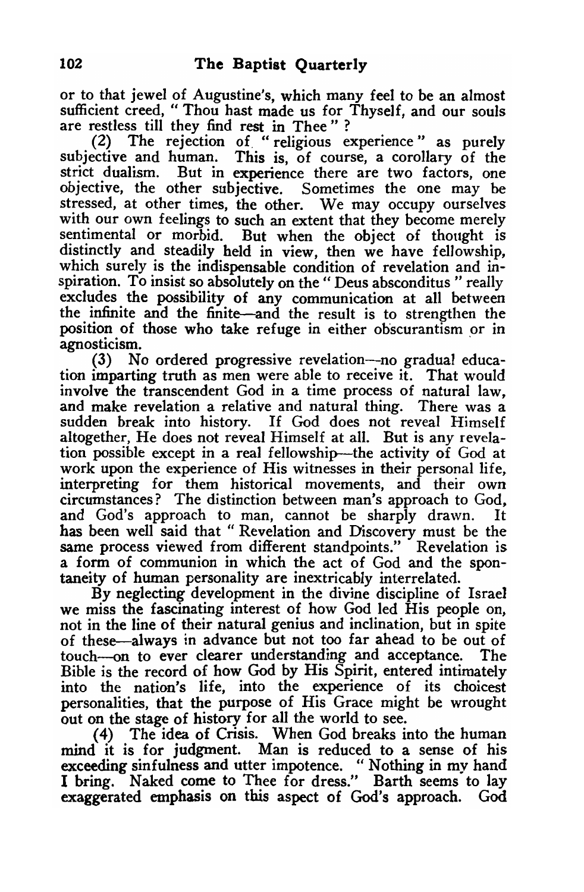or to that jewel of Augustine's, which many feel to be an almost sufficient creed, " Thou hast made us for Thyself, and our souls are restless till they find rest in Thee " ?

(2) The rejection of "religious experience" as purely subjective and human. This is, of course, a corollary of the strict dualism. But in experience there are two factors, one objective, the other subjective. Sometimes the one may be stressed, at other times, the other. We may occupy ourselves with our own feelings to such an extent that they become merely sentimental or morbid. But when the object of thought is distinctly and steadily held in view, then we have fellowship, which surely is the indispensable condition of revelation and inspiration. To insist so absolutely on the " Deus absconditus " really excludes the possibility of any communication at all between the infinite and the finite—and the result is to strengthen the position of those who take refuge in either obscurantism or in agnosticism.

(3) No ordered progressive revelation—no gradual education imparting truth as men were able to receive it. That would involve the transcendent God in a time process of natural law, and make revelation a relative and natural thing. There was a sudden break into history. If God does not reveal Himself altogether, He does not reveal Himself at all. But is any revelation possible except in a real fellowship—the activity of God at work upon the experience of His witnesses in their personal life, interpreting for them historical movements, and their own circumstances? The distinction between man's approach to God, and God's approach to man, cannot be sharply drawn. It has been well said that " Revelation and Discovery must be the same process viewed from different standpoints." Revelation is a form of communion in which the act of God and the spontaneity of human personality are inextricably interrelated.

By neglecting development in the divine discipline of Israel we miss the fascinating interest of how God led His people on, not in the line of their natural genius and inclination, but in spite of these—always in advance but not too far ahead to be out of touch—on to ever clearer understanding and acceptance. The Bible is the record of how God by His Spirit, entered intimately into the nation's life, into the experience of its choicest personalities, that the purpose of His Grace might be wrought out on the stage of history for all the world to see.

(4) The idea of Crisis. When God breaks into the human mind it is for judgment. Man is reduced to a sense of his exceeding sinfulness and utter impotence. " Nothing in my hand I bring. Naked come to Thee for dress." Barth seems to lay exaggerated emphasis on this aspect of God's approach. God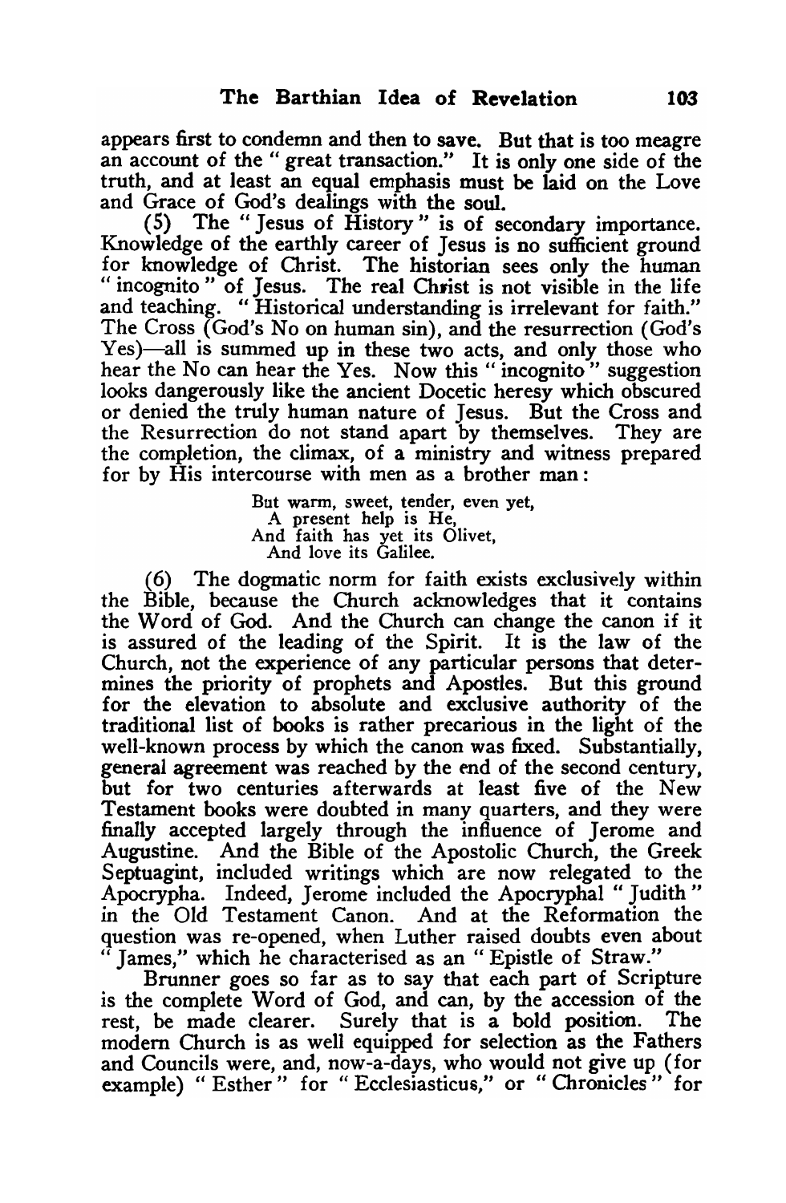appears first to condemn and then to save. But that is too meagre an account of the "great transaction." It is only one side of the truth, and at least an equal emphasis must be laid on the Love and Grace of God's dealings with the soul.

(5) The "Jesus of History" is of secondary importance. Knowledge of the earthly career of Jesus is no sufficient ground for knowledge of Christ. The historian sees only the human "incognito" of Jesus. The real Christ is not visible in the life and teaching. "Historical understanding is irrelevant for faith." The Cross (God's No on human sin), and the resurrection (God's Yes)—all is summed up in these two acts, and only those who hear the No can hear the Yes. Now this "incognito" suggestion looks dangerously like the ancient Docetic heresy which obscured or denied the truly human nature of Jesus. But the Cross and the Resurrection do not stand apart by themselves. They are the completion, the climax, of a ministry and witness prepared for by His intercourse with men as a brother man:

> But warm, sweet, tender, even yet,
> A present help is He,
> And faith has yet its Olivet,
> And love its Galilee.

(6) The dogmatic norm for faith exists exclusively within the Bible, because the Church acknowledges that it contains the Word of God. And the Church can change the canon if it is assured of the leading of the Spirit. It is the law of the Church, not the experience of any particular persons that determines the priority of prophets and Apostles. But this ground for the elevation to absolute and exclusive authority of the traditional list of books is rather precarious in the light of the well-known process by which the canon was fixed. Substantially, general agreement was reached by the end of the second century, but for two centuries afterwards at least five of the New Testament books were doubted in many quarters, and they were finally accepted largely through the influence of Jerome and Augustine. And the Bible of the Apostolic Church, the Greek Septuagint, included writings which are now relegated to the Apocrypha. Indeed, Jerome included the Apocryphal "Judith" in the Old Testament Canon. And at the Reformation the question was re-opened, when Luther raised doubts even about "James," which he characterised as an "Epistle of Straw."

Brunner goes so far as to say that each part of Scripture is the complete Word of God, and can, by the accession of the rest, be made clearer. Surely that is a bold position. The modern Church is as well equipped for selection as the Fathers and Councils were, and, now-a-days, who would not give up (for example) "Esther" for "Ecclesiasticus," or "Chronicles" for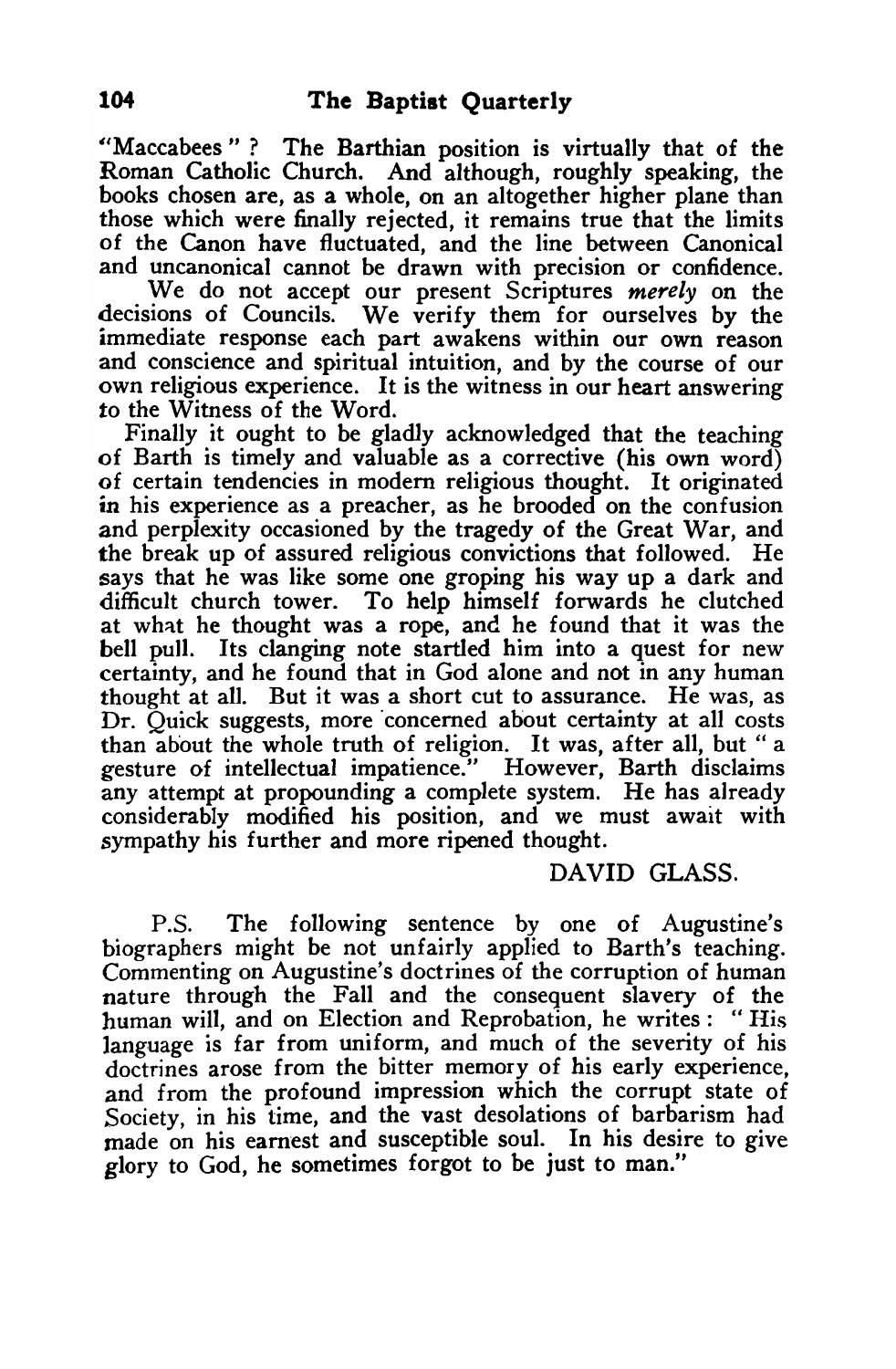"Maccabees" ? The Barthian position is virtually that of the Roman Catholic Church. And although, roughly speaking, the books chosen are, as a whole, on an altogether higher plane than those which were finally rejected, it remains true that the limits of the Canon have fluctuated, and the line between Canonical and uncanonical cannot be drawn with precision or confidence.

We do not accept our present Scriptures *merely* on the decisions of Councils. We verify them for ourselves by the immediate response each part awakens within our own reason and conscience and spiritual intuition, and by the course of our own religious experience. It is the witness in our heart answering to the Witness of the Word.

Finally it ought to be gladly acknowledged that the teaching of Barth is timely and valuable as a corrective (his own word) of certain tendencies in modern religious thought. It originated in his experience as a preacher, as he brooded on the confusion and perplexity occasioned by the tragedy of the Great War, and the break up of assured religious convictions that followed. He says that he was like some one groping his way up a dark and difficult church tower. To help himself forwards he clutched at what he thought was a rope, and he found that it was the bell pull. Its clanging note startled him into a quest for new certainty, and he found that in God alone and not in any human thought at all. But it was a short cut to assurance. He was, as Dr. Quick suggests, more concerned about certainty at all costs than about the whole truth of religion. It was, after all, but "a gesture of intellectual impatience." However, Barth disclaims any attempt at propounding a complete system. He has already considerably modified his position, and we must await with sympathy his further and more ripened thought.

DAVID GLASS.

P.S. The following sentence by one of Augustine's biographers might be not unfairly applied to Barth's teaching. Commenting on Augustine's doctrines of the corruption of human nature through the Fall and the consequent slavery of the human will, and on Election and Reprobation, he writes: "His language is far from uniform, and much of the severity of his doctrines arose from the bitter memory of his early experience, and from the profound impression which the corrupt state of Society, in his time, and the vast desolations of barbarism had made on his earnest and susceptible soul. In his desire to give glory to God, he sometimes forgot to be just to man."